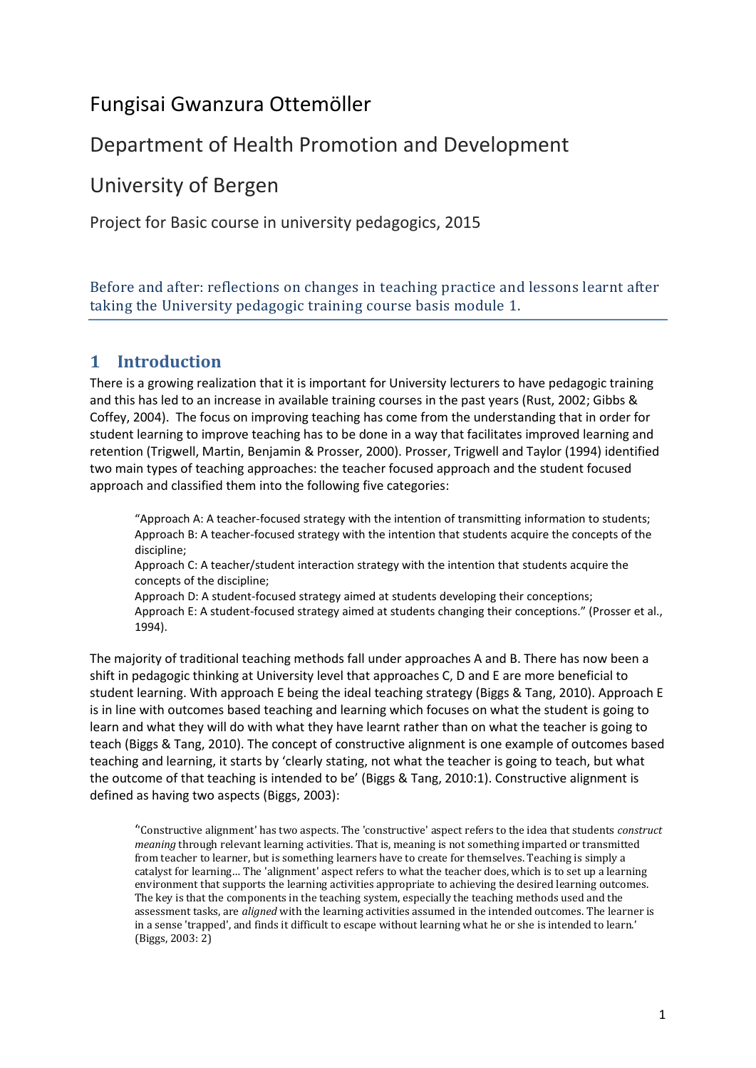# Fungisai Gwanzura Ottemöller

## Department of Health Promotion and Development

## University of Bergen

Project for Basic course in university pedagogics, 2015

Before and after: reflections on changes in teaching practice and lessons learnt after taking the University pedagogic training course basis module 1.

## 1 Introduction

There is a growing realization that it is important for University lecturers to have pedagogic training and this has led to an increase in available training courses in the past years (Rust, 2002; Gibbs & Coffey, 2004). The focus on improving teaching has come from the understanding that in order for student learning to improve teaching has to be done in a way that facilitates improved learning and retention (Trigwell, Martin, Benjamin & Prosser, 2000). Prosser, Trigwell and Taylor (1994) identified two main types of teaching approaches: the teacher focused approach and the student focused approach and classified them into the following five categories:

> "Approach A: A teacher-focused strategy with the intention of transmitting information to students;
> Approach B: A teacher-focused strategy with the intention that students acquire the concepts of the discipline;
> Approach C: A teacher/student interaction strategy with the intention that students acquire the concepts of the discipline;
> Approach D: A student-focused strategy aimed at students developing their conceptions;
> Approach E: A student-focused strategy aimed at students changing their conceptions." (Prosser et al., 1994).

The majority of traditional teaching methods fall under approaches A and B. There has now been a shift in pedagogic thinking at University level that approaches C, D and E are more beneficial to student learning. With approach E being the ideal teaching strategy (Biggs & Tang, 2010). Approach E is in line with outcomes based teaching and learning which focuses on what the student is going to learn and what they will do with what they have learnt rather than on what the teacher is going to teach (Biggs & Tang, 2010). The concept of constructive alignment is one example of outcomes based teaching and learning, it starts by 'clearly stating, not what the teacher is going to teach, but what the outcome of that teaching is intended to be' (Biggs & Tang, 2010:1). Constructive alignment is defined as having two aspects (Biggs, 2003):

> "Constructive alignment' has two aspects. The 'constructive' aspect refers to the idea that students *construct meaning* through relevant learning activities. That is, meaning is not something imparted or transmitted from teacher to learner, but is something learners have to create for themselves. Teaching is simply a catalyst for learning… The 'alignment' aspect refers to what the teacher does, which is to set up a learning environment that supports the learning activities appropriate to achieving the desired learning outcomes. The key is that the components in the teaching system, especially the teaching methods used and the assessment tasks, are *aligned* with the learning activities assumed in the intended outcomes. The learner is in a sense 'trapped', and finds it difficult to escape without learning what he or she is intended to learn.' (Biggs, 2003: 2)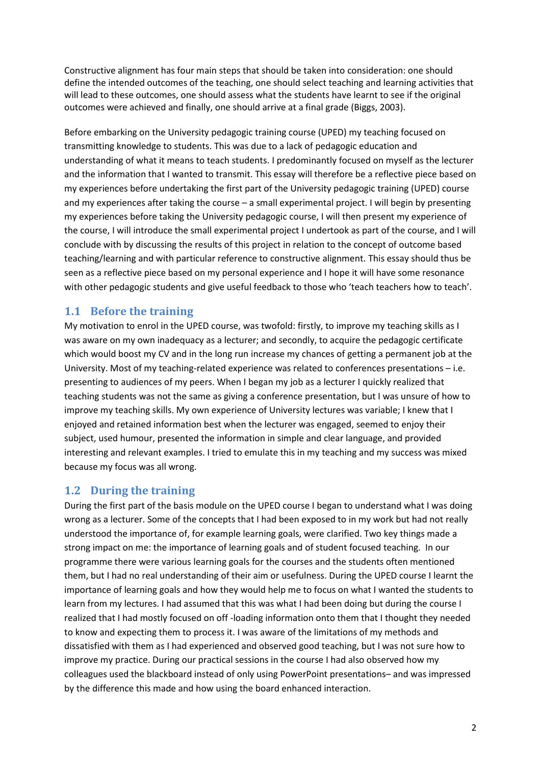Constructive alignment has four main steps that should be taken into consideration: one should define the intended outcomes of the teaching, one should select teaching and learning activities that will lead to these outcomes, one should assess what the students have learnt to see if the original outcomes were achieved and finally, one should arrive at a final grade (Biggs, 2003).

Before embarking on the University pedagogic training course (UPED) my teaching focused on transmitting knowledge to students. This was due to a lack of pedagogic education and understanding of what it means to teach students. I predominantly focused on myself as the lecturer and the information that I wanted to transmit. This essay will therefore be a reflective piece based on my experiences before undertaking the first part of the University pedagogic training (UPED) course and my experiences after taking the course – a small experimental project. I will begin by presenting my experiences before taking the University pedagogic course, I will then present my experience of the course, I will introduce the small experimental project I undertook as part of the course, and I will conclude with by discussing the results of this project in relation to the concept of outcome based teaching/learning and with particular reference to constructive alignment. This essay should thus be seen as a reflective piece based on my personal experience and I hope it will have some resonance with other pedagogic students and give useful feedback to those who 'teach teachers how to teach'.

## 1.1 Before the training

My motivation to enrol in the UPED course, was twofold: firstly, to improve my teaching skills as I was aware on my own inadequacy as a lecturer; and secondly, to acquire the pedagogic certificate which would boost my CV and in the long run increase my chances of getting a permanent job at the University. Most of my teaching-related experience was related to conferences presentations – i.e. presenting to audiences of my peers. When I began my job as a lecturer I quickly realized that teaching students was not the same as giving a conference presentation, but I was unsure of how to improve my teaching skills. My own experience of University lectures was variable; I knew that I enjoyed and retained information best when the lecturer was engaged, seemed to enjoy their subject, used humour, presented the information in simple and clear language, and provided interesting and relevant examples. I tried to emulate this in my teaching and my success was mixed because my focus was all wrong.

## 1.2 During the training

During the first part of the basis module on the UPED course I began to understand what I was doing wrong as a lecturer. Some of the concepts that I had been exposed to in my work but had not really understood the importance of, for example learning goals, were clarified. Two key things made a strong impact on me: the importance of learning goals and of student focused teaching. In our programme there were various learning goals for the courses and the students often mentioned them, but I had no real understanding of their aim or usefulness. During the UPED course I learnt the importance of learning goals and how they would help me to focus on what I wanted the students to learn from my lectures. I had assumed that this was what I had been doing but during the course I realized that I had mostly focused on off -loading information onto them that I thought they needed to know and expecting them to process it. I was aware of the limitations of my methods and dissatisfied with them as I had experienced and observed good teaching, but I was not sure how to improve my practice. During our practical sessions in the course I had also observed how my colleagues used the blackboard instead of only using PowerPoint presentations– and was impressed by the difference this made and how using the board enhanced interaction.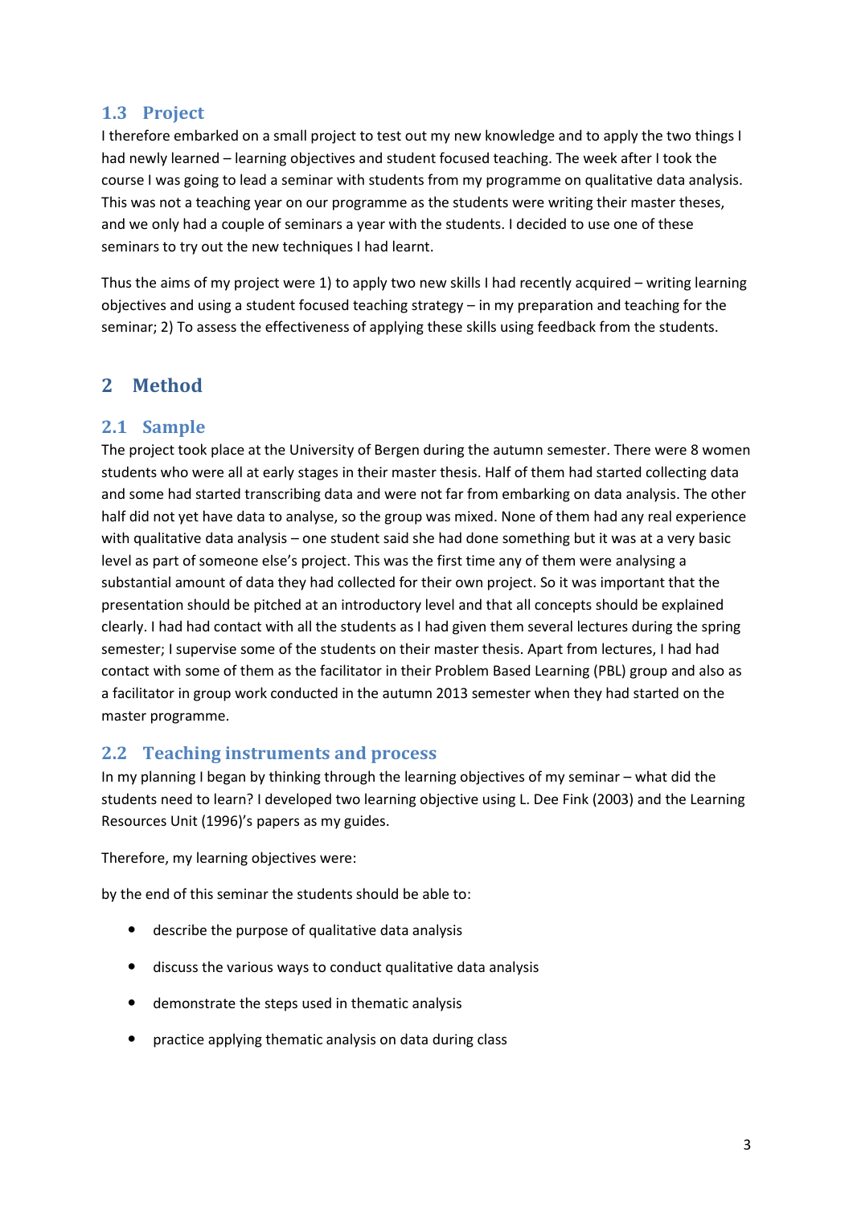## 1.3 Project

I therefore embarked on a small project to test out my new knowledge and to apply the two things I had newly learned – learning objectives and student focused teaching. The week after I took the course I was going to lead a seminar with students from my programme on qualitative data analysis. This was not a teaching year on our programme as the students were writing their master theses, and we only had a couple of seminars a year with the students. I decided to use one of these seminars to try out the new techniques I had learnt.

Thus the aims of my project were 1) to apply two new skills I had recently acquired – writing learning objectives and using a student focused teaching strategy – in my preparation and teaching for the seminar; 2) To assess the effectiveness of applying these skills using feedback from the students.

# 2 Method

## 2.1 Sample

The project took place at the University of Bergen during the autumn semester. There were 8 women students who were all at early stages in their master thesis. Half of them had started collecting data and some had started transcribing data and were not far from embarking on data analysis. The other half did not yet have data to analyse, so the group was mixed. None of them had any real experience with qualitative data analysis – one student said she had done something but it was at a very basic level as part of someone else's project. This was the first time any of them were analysing a substantial amount of data they had collected for their own project. So it was important that the presentation should be pitched at an introductory level and that all concepts should be explained clearly. I had had contact with all the students as I had given them several lectures during the spring semester; I supervise some of the students on their master thesis. Apart from lectures, I had had contact with some of them as the facilitator in their Problem Based Learning (PBL) group and also as a facilitator in group work conducted in the autumn 2013 semester when they had started on the master programme.

## 2.2 Teaching instruments and process

In my planning I began by thinking through the learning objectives of my seminar – what did the students need to learn? I developed two learning objective using L. Dee Fink (2003) and the Learning Resources Unit (1996)'s papers as my guides.

Therefore, my learning objectives were:

by the end of this seminar the students should be able to:

- describe the purpose of qualitative data analysis
- discuss the various ways to conduct qualitative data analysis
- demonstrate the steps used in thematic analysis
- practice applying thematic analysis on data during class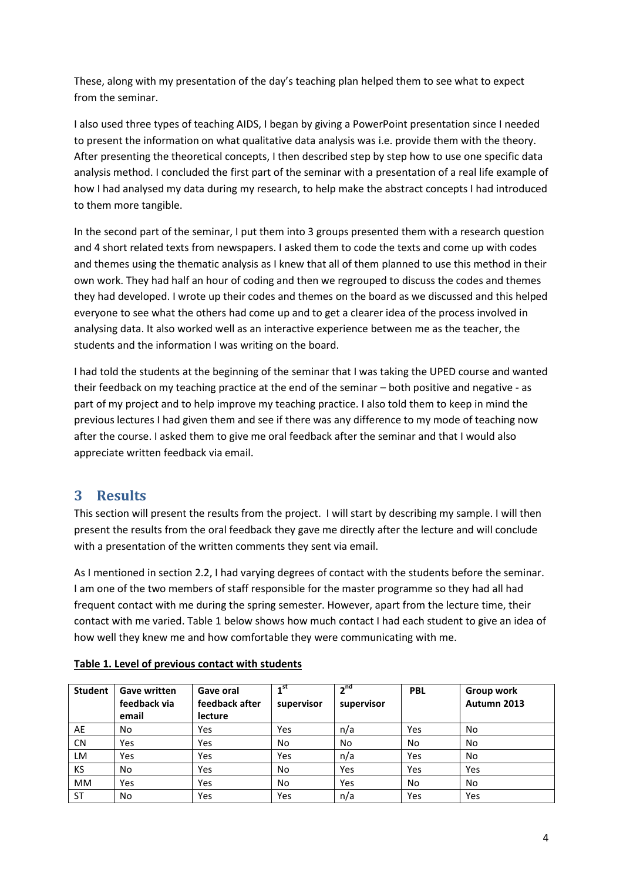These, along with my presentation of the day's teaching plan helped them to see what to expect from the seminar.

I also used three types of teaching AIDS, I began by giving a PowerPoint presentation since I needed to present the information on what qualitative data analysis was i.e. provide them with the theory. After presenting the theoretical concepts, I then described step by step how to use one specific data analysis method. I concluded the first part of the seminar with a presentation of a real life example of how I had analysed my data during my research, to help make the abstract concepts I had introduced to them more tangible.

In the second part of the seminar, I put them into 3 groups presented them with a research question and 4 short related texts from newspapers. I asked them to code the texts and come up with codes and themes using the thematic analysis as I knew that all of them planned to use this method in their own work. They had half an hour of coding and then we regrouped to discuss the codes and themes they had developed. I wrote up their codes and themes on the board as we discussed and this helped everyone to see what the others had come up and to get a clearer idea of the process involved in analysing data. It also worked well as an interactive experience between me as the teacher, the students and the information I was writing on the board.

I had told the students at the beginning of the seminar that I was taking the UPED course and wanted their feedback on my teaching practice at the end of the seminar – both positive and negative - as part of my project and to help improve my teaching practice. I also told them to keep in mind the previous lectures I had given them and see if there was any difference to my mode of teaching now after the course. I asked them to give me oral feedback after the seminar and that I would also appreciate written feedback via email.

# 3 Results

This section will present the results from the project. I will start by describing my sample. I will then present the results from the oral feedback they gave me directly after the lecture and will conclude with a presentation of the written comments they sent via email.

As I mentioned in section 2.2, I had varying degrees of contact with the students before the seminar. I am one of the two members of staff responsible for the master programme so they had all had frequent contact with me during the spring semester. However, apart from the lecture time, their contact with me varied. Table 1 below shows how much contact I had each student to give an idea of how well they knew me and how comfortable they were communicating with me.

**Table 1. Level of previous contact with students**

| Student | Gave written feedback via email | Gave oral feedback after lecture | 1st supervisor | 2nd supervisor | PBL | Group work Autumn 2013 |
|---|---|---|---|---|---|---|
| AE | No | Yes | Yes | n/a | Yes | No |
| CN | Yes | Yes | No | No | No | No |
| LM | Yes | Yes | Yes | n/a | Yes | No |
| KS | No | Yes | No | Yes | Yes | Yes |
| MM | Yes | Yes | No | Yes | No | No |
| ST | No | Yes | Yes | n/a | Yes | Yes |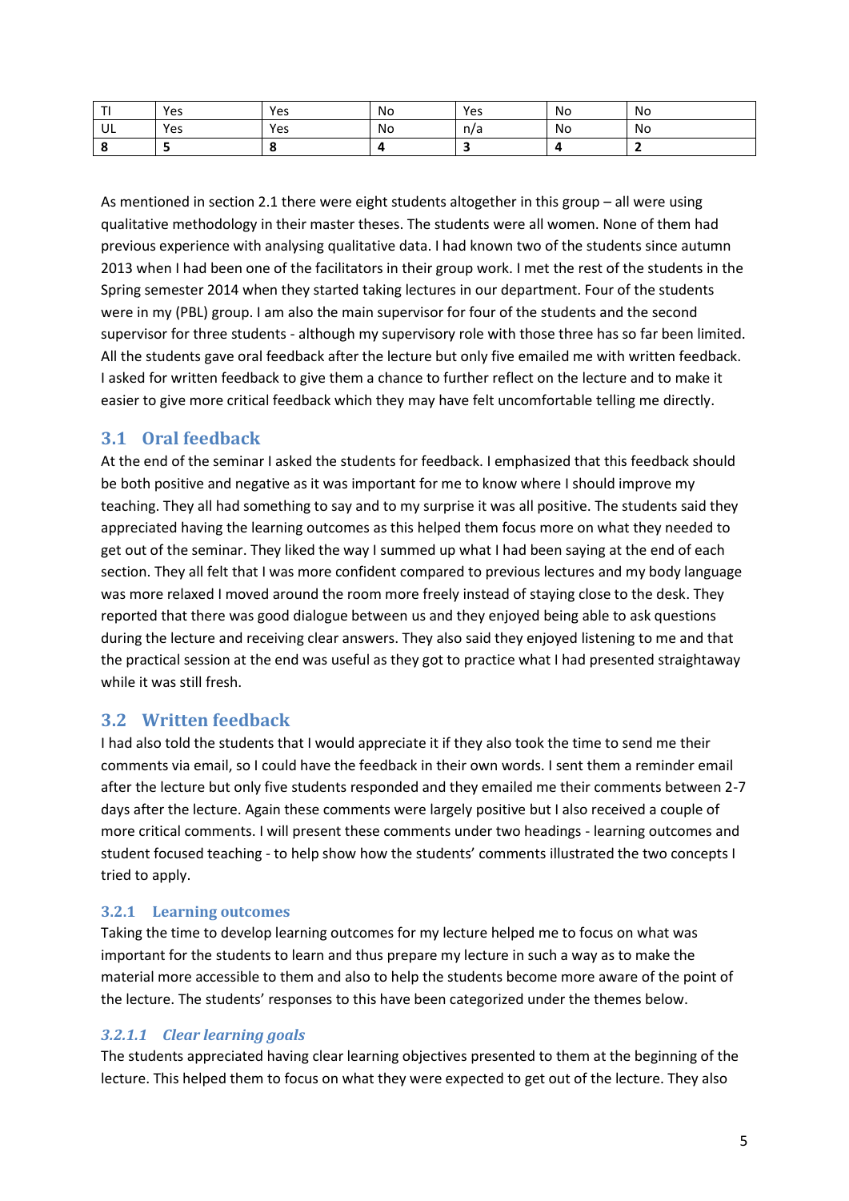| TI | Yes | Yes | No | Yes | No | No |
|---|---|---|---|---|---|---|
| UL | Yes | Yes | No | n/a | No | No |
| **8** | **5** | **8** | **4** | **3** | **4** | **2** |

As mentioned in section 2.1 there were eight students altogether in this group – all were using qualitative methodology in their master theses. The students were all women. None of them had previous experience with analysing qualitative data. I had known two of the students since autumn 2013 when I had been one of the facilitators in their group work. I met the rest of the students in the Spring semester 2014 when they started taking lectures in our department. Four of the students were in my (PBL) group. I am also the main supervisor for four of the students and the second supervisor for three students - although my supervisory role with those three has so far been limited. All the students gave oral feedback after the lecture but only five emailed me with written feedback. I asked for written feedback to give them a chance to further reflect on the lecture and to make it easier to give more critical feedback which they may have felt uncomfortable telling me directly.

## 3.1 Oral feedback

At the end of the seminar I asked the students for feedback. I emphasized that this feedback should be both positive and negative as it was important for me to know where I should improve my teaching. They all had something to say and to my surprise it was all positive. The students said they appreciated having the learning outcomes as this helped them focus more on what they needed to get out of the seminar. They liked the way I summed up what I had been saying at the end of each section. They all felt that I was more confident compared to previous lectures and my body language was more relaxed I moved around the room more freely instead of staying close to the desk. They reported that there was good dialogue between us and they enjoyed being able to ask questions during the lecture and receiving clear answers. They also said they enjoyed listening to me and that the practical session at the end was useful as they got to practice what I had presented straightaway while it was still fresh.

## 3.2 Written feedback

I had also told the students that I would appreciate it if they also took the time to send me their comments via email, so I could have the feedback in their own words. I sent them a reminder email after the lecture but only five students responded and they emailed me their comments between 2-7 days after the lecture. Again these comments were largely positive but I also received a couple of more critical comments. I will present these comments under two headings - learning outcomes and student focused teaching - to help show how the students' comments illustrated the two concepts I tried to apply.

### 3.2.1 Learning outcomes

Taking the time to develop learning outcomes for my lecture helped me to focus on what was important for the students to learn and thus prepare my lecture in such a way as to make the material more accessible to them and also to help the students become more aware of the point of the lecture. The students' responses to this have been categorized under the themes below.

#### *3.2.1.1 Clear learning goals*

The students appreciated having clear learning objectives presented to them at the beginning of the lecture. This helped them to focus on what they were expected to get out of the lecture. They also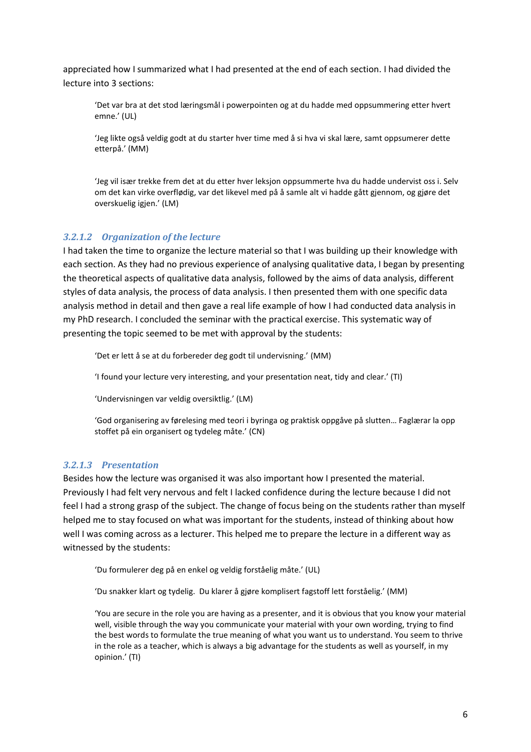appreciated how I summarized what I had presented at the end of each section. I had divided the lecture into 3 sections:

> 'Det var bra at det stod læringsmål i powerpointen og at du hadde med oppsummering etter hvert emne.' (UL)

> 'Jeg likte også veldig godt at du starter hver time med å si hva vi skal lære, samt oppsumerer dette etterpå.' (MM)

> 'Jeg vil især trekke frem det at du etter hver leksjon oppsummerte hva du hadde undervist oss i. Selv om det kan virke overflødig, var det likevel med på å samle alt vi hadde gått gjennom, og gjøre det overskuelig igjen.' (LM)

#### *3.2.1.2 Organization of the lecture*

I had taken the time to organize the lecture material so that I was building up their knowledge with each section. As they had no previous experience of analysing qualitative data, I began by presenting the theoretical aspects of qualitative data analysis, followed by the aims of data analysis, different styles of data analysis, the process of data analysis. I then presented them with one specific data analysis method in detail and then gave a real life example of how I had conducted data analysis in my PhD research. I concluded the seminar with the practical exercise. This systematic way of presenting the topic seemed to be met with approval by the students:

> 'Det er lett å se at du forbereder deg godt til undervisning.' (MM)

> 'I found your lecture very interesting, and your presentation neat, tidy and clear.' (TI)

> 'Undervisningen var veldig oversiktlig.' (LM)

> 'God organisering av førelesing med teori i byringa og praktisk oppgåve på slutten… Faglærar la opp stoffet på ein organisert og tydeleg måte.' (CN)

#### *3.2.1.3 Presentation*

Besides how the lecture was organised it was also important how I presented the material. Previously I had felt very nervous and felt I lacked confidence during the lecture because I did not feel I had a strong grasp of the subject. The change of focus being on the students rather than myself helped me to stay focused on what was important for the students, instead of thinking about how well I was coming across as a lecturer. This helped me to prepare the lecture in a different way as witnessed by the students:

> 'Du formulerer deg på en enkel og veldig forståelig måte.' (UL)

> 'Du snakker klart og tydelig. Du klarer å gjøre komplisert fagstoff lett forståelig.' (MM)

> 'You are secure in the role you are having as a presenter, and it is obvious that you know your material well, visible through the way you communicate your material with your own wording, trying to find the best words to formulate the true meaning of what you want us to understand. You seem to thrive in the role as a teacher, which is always a big advantage for the students as well as yourself, in my opinion.' (TI)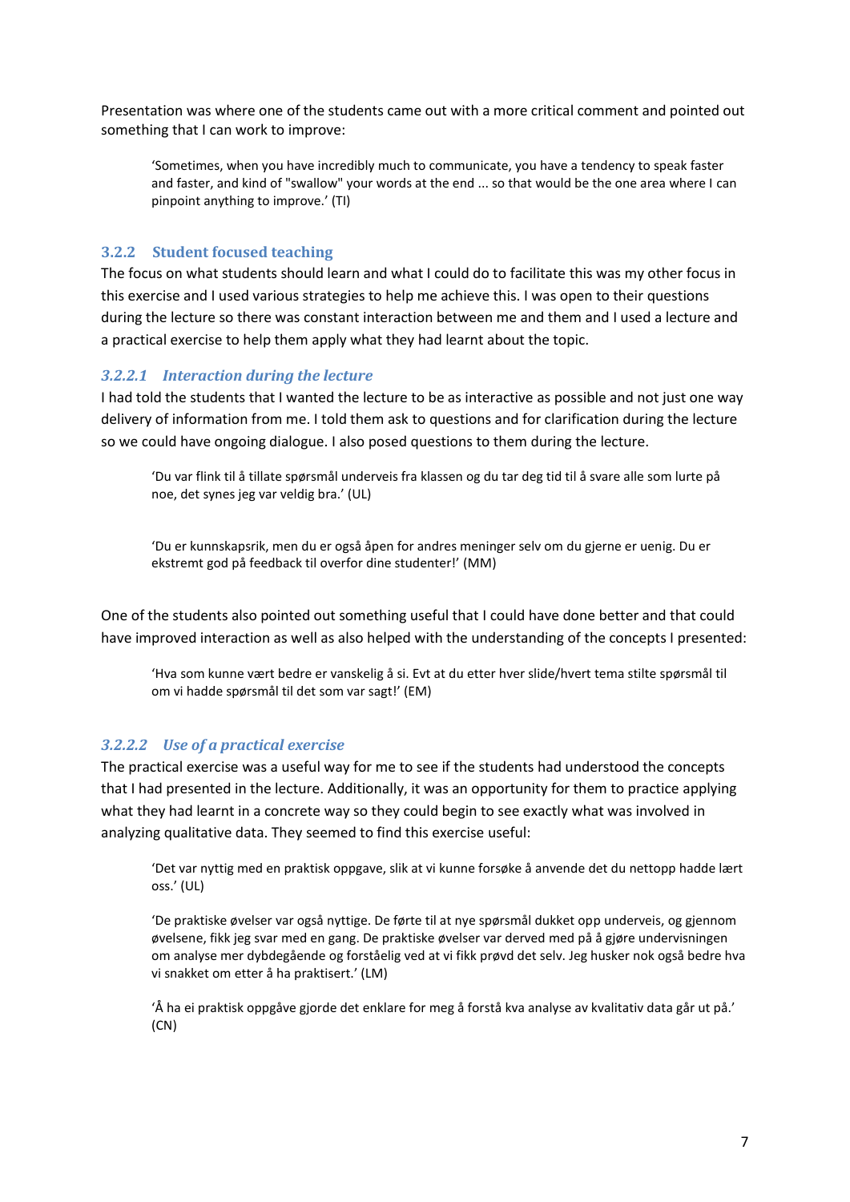Presentation was where one of the students came out with a more critical comment and pointed out something that I can work to improve:

> 'Sometimes, when you have incredibly much to communicate, you have a tendency to speak faster and faster, and kind of "swallow" your words at the end ... so that would be the one area where I can pinpoint anything to improve.' (TI)

### 3.2.2 Student focused teaching

The focus on what students should learn and what I could do to facilitate this was my other focus in this exercise and I used various strategies to help me achieve this. I was open to their questions during the lecture so there was constant interaction between me and them and I used a lecture and a practical exercise to help them apply what they had learnt about the topic.

#### *3.2.2.1 Interaction during the lecture*

I had told the students that I wanted the lecture to be as interactive as possible and not just one way delivery of information from me. I told them ask to questions and for clarification during the lecture so we could have ongoing dialogue. I also posed questions to them during the lecture.

> 'Du var flink til å tillate spørsmål underveis fra klassen og du tar deg tid til å svare alle som lurte på noe, det synes jeg var veldig bra.' (UL)

> 'Du er kunnskapsrik, men du er også åpen for andres meninger selv om du gjerne er uenig. Du er ekstremt god på feedback til overfor dine studenter!' (MM)

One of the students also pointed out something useful that I could have done better and that could have improved interaction as well as also helped with the understanding of the concepts I presented:

> 'Hva som kunne vært bedre er vanskelig å si. Evt at du etter hver slide/hvert tema stilte spørsmål til om vi hadde spørsmål til det som var sagt!' (EM)

#### *3.2.2.2 Use of a practical exercise*

The practical exercise was a useful way for me to see if the students had understood the concepts that I had presented in the lecture. Additionally, it was an opportunity for them to practice applying what they had learnt in a concrete way so they could begin to see exactly what was involved in analyzing qualitative data. They seemed to find this exercise useful:

> 'Det var nyttig med en praktisk oppgave, slik at vi kunne forsøke å anvende det du nettopp hadde lært oss.' (UL)

> 'De praktiske øvelser var også nyttige. De førte til at nye spørsmål dukket opp underveis, og gjennom øvelsene, fikk jeg svar med en gang. De praktiske øvelser var derved med på å gjøre undervisningen om analyse mer dybdegående og forståelig ved at vi fikk prøvd det selv. Jeg husker nok også bedre hva vi snakket om etter å ha praktisert.' (LM)

> 'Å ha ei praktisk oppgåve gjorde det enklare for meg å forstå kva analyse av kvalitativ data går ut på.' (CN)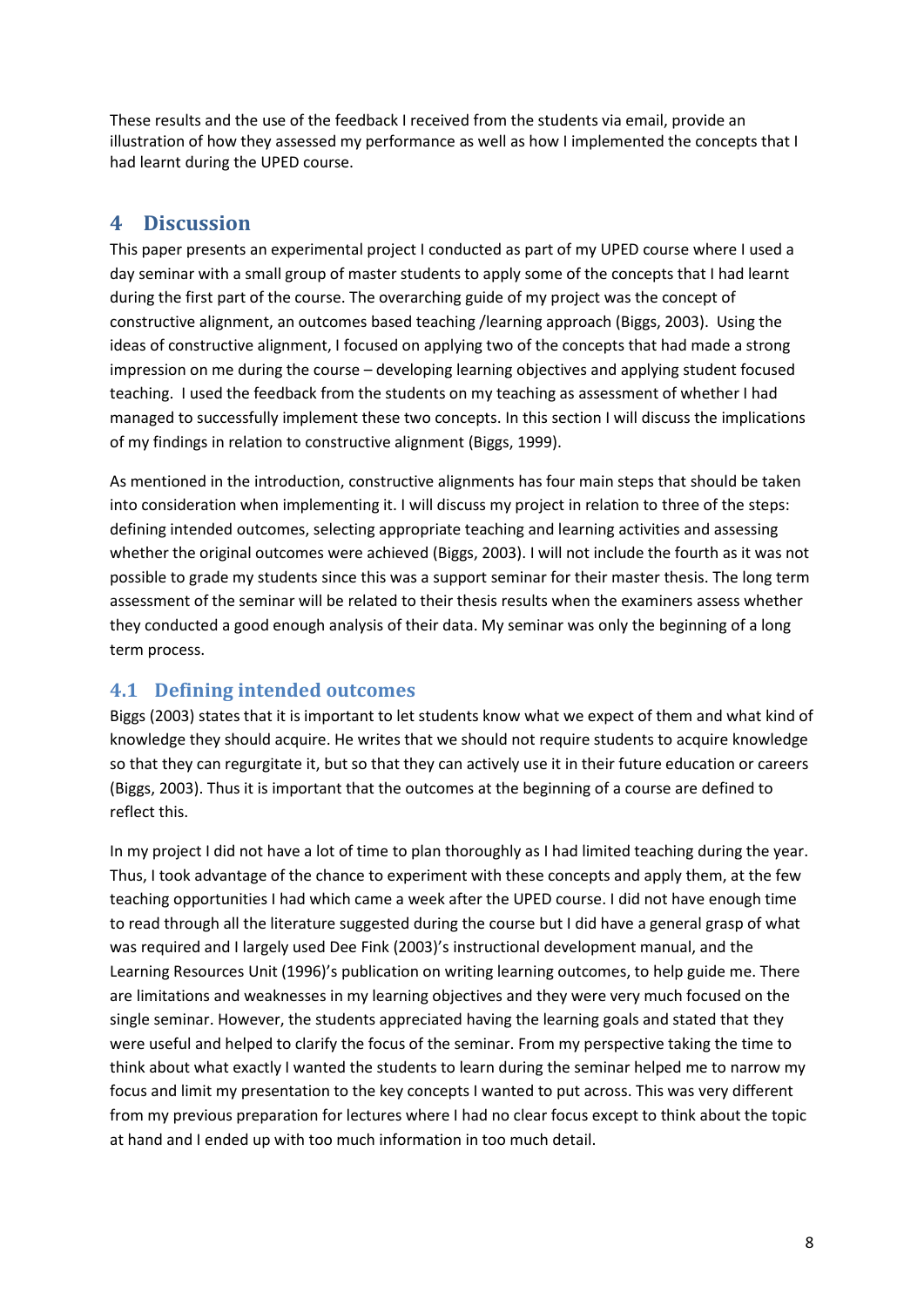These results and the use of the feedback I received from the students via email, provide an illustration of how they assessed my performance as well as how I implemented the concepts that I had learnt during the UPED course.

# 4 Discussion

This paper presents an experimental project I conducted as part of my UPED course where I used a day seminar with a small group of master students to apply some of the concepts that I had learnt during the first part of the course. The overarching guide of my project was the concept of constructive alignment, an outcomes based teaching /learning approach (Biggs, 2003). Using the ideas of constructive alignment, I focused on applying two of the concepts that had made a strong impression on me during the course – developing learning objectives and applying student focused teaching. I used the feedback from the students on my teaching as assessment of whether I had managed to successfully implement these two concepts. In this section I will discuss the implications of my findings in relation to constructive alignment (Biggs, 1999).

As mentioned in the introduction, constructive alignments has four main steps that should be taken into consideration when implementing it. I will discuss my project in relation to three of the steps: defining intended outcomes, selecting appropriate teaching and learning activities and assessing whether the original outcomes were achieved (Biggs, 2003). I will not include the fourth as it was not possible to grade my students since this was a support seminar for their master thesis. The long term assessment of the seminar will be related to their thesis results when the examiners assess whether they conducted a good enough analysis of their data. My seminar was only the beginning of a long term process.

## 4.1 Defining intended outcomes

Biggs (2003) states that it is important to let students know what we expect of them and what kind of knowledge they should acquire. He writes that we should not require students to acquire knowledge so that they can regurgitate it, but so that they can actively use it in their future education or careers (Biggs, 2003). Thus it is important that the outcomes at the beginning of a course are defined to reflect this.

In my project I did not have a lot of time to plan thoroughly as I had limited teaching during the year. Thus, I took advantage of the chance to experiment with these concepts and apply them, at the few teaching opportunities I had which came a week after the UPED course. I did not have enough time to read through all the literature suggested during the course but I did have a general grasp of what was required and I largely used Dee Fink (2003)'s instructional development manual, and the Learning Resources Unit (1996)'s publication on writing learning outcomes, to help guide me. There are limitations and weaknesses in my learning objectives and they were very much focused on the single seminar. However, the students appreciated having the learning goals and stated that they were useful and helped to clarify the focus of the seminar. From my perspective taking the time to think about what exactly I wanted the students to learn during the seminar helped me to narrow my focus and limit my presentation to the key concepts I wanted to put across. This was very different from my previous preparation for lectures where I had no clear focus except to think about the topic at hand and I ended up with too much information in too much detail.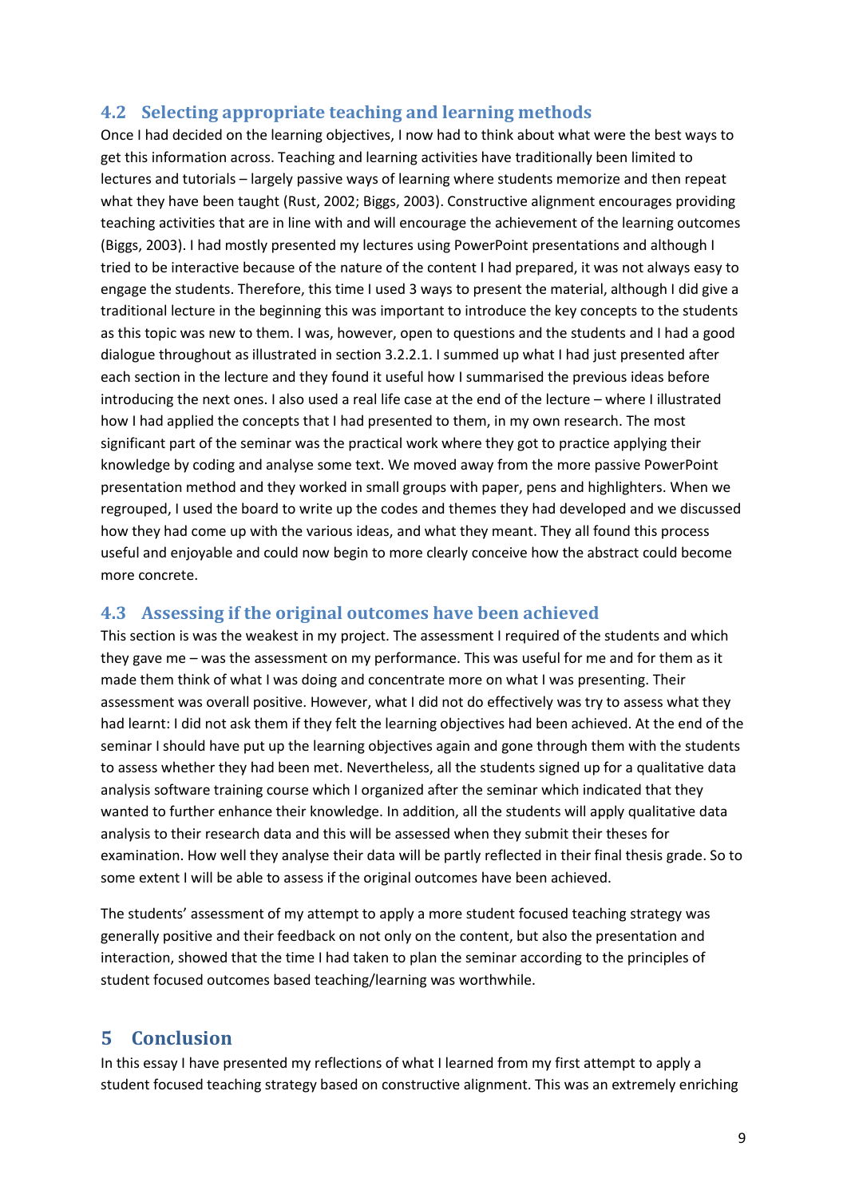## 4.2 Selecting appropriate teaching and learning methods

Once I had decided on the learning objectives, I now had to think about what were the best ways to get this information across. Teaching and learning activities have traditionally been limited to lectures and tutorials – largely passive ways of learning where students memorize and then repeat what they have been taught (Rust, 2002; Biggs, 2003). Constructive alignment encourages providing teaching activities that are in line with and will encourage the achievement of the learning outcomes (Biggs, 2003). I had mostly presented my lectures using PowerPoint presentations and although I tried to be interactive because of the nature of the content I had prepared, it was not always easy to engage the students. Therefore, this time I used 3 ways to present the material, although I did give a traditional lecture in the beginning this was important to introduce the key concepts to the students as this topic was new to them. I was, however, open to questions and the students and I had a good dialogue throughout as illustrated in section 3.2.2.1. I summed up what I had just presented after each section in the lecture and they found it useful how I summarised the previous ideas before introducing the next ones. I also used a real life case at the end of the lecture – where I illustrated how I had applied the concepts that I had presented to them, in my own research. The most significant part of the seminar was the practical work where they got to practice applying their knowledge by coding and analyse some text. We moved away from the more passive PowerPoint presentation method and they worked in small groups with paper, pens and highlighters. When we regrouped, I used the board to write up the codes and themes they had developed and we discussed how they had come up with the various ideas, and what they meant. They all found this process useful and enjoyable and could now begin to more clearly conceive how the abstract could become more concrete.

## 4.3 Assessing if the original outcomes have been achieved

This section is was the weakest in my project. The assessment I required of the students and which they gave me – was the assessment on my performance. This was useful for me and for them as it made them think of what I was doing and concentrate more on what I was presenting. Their assessment was overall positive. However, what I did not do effectively was try to assess what they had learnt: I did not ask them if they felt the learning objectives had been achieved. At the end of the seminar I should have put up the learning objectives again and gone through them with the students to assess whether they had been met. Nevertheless, all the students signed up for a qualitative data analysis software training course which I organized after the seminar which indicated that they wanted to further enhance their knowledge. In addition, all the students will apply qualitative data analysis to their research data and this will be assessed when they submit their theses for examination. How well they analyse their data will be partly reflected in their final thesis grade. So to some extent I will be able to assess if the original outcomes have been achieved.

The students' assessment of my attempt to apply a more student focused teaching strategy was generally positive and their feedback on not only on the content, but also the presentation and interaction, showed that the time I had taken to plan the seminar according to the principles of student focused outcomes based teaching/learning was worthwhile.

# 5 Conclusion

In this essay I have presented my reflections of what I learned from my first attempt to apply a student focused teaching strategy based on constructive alignment. This was an extremely enriching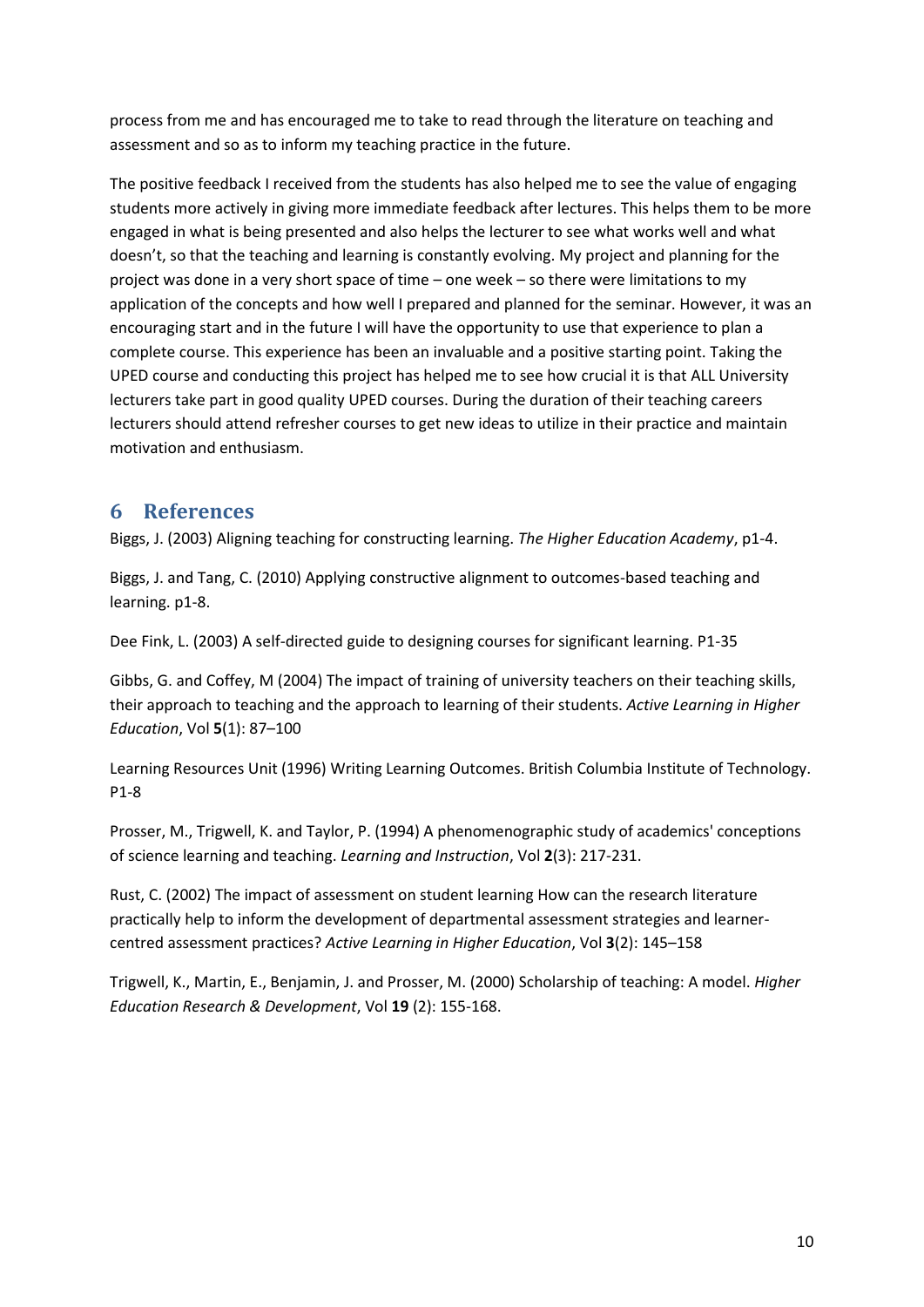process from me and has encouraged me to take to read through the literature on teaching and assessment and so as to inform my teaching practice in the future.

The positive feedback I received from the students has also helped me to see the value of engaging students more actively in giving more immediate feedback after lectures. This helps them to be more engaged in what is being presented and also helps the lecturer to see what works well and what doesn't, so that the teaching and learning is constantly evolving. My project and planning for the project was done in a very short space of time – one week – so there were limitations to my application of the concepts and how well I prepared and planned for the seminar. However, it was an encouraging start and in the future I will have the opportunity to use that experience to plan a complete course. This experience has been an invaluable and a positive starting point. Taking the UPED course and conducting this project has helped me to see how crucial it is that ALL University lecturers take part in good quality UPED courses. During the duration of their teaching careers lecturers should attend refresher courses to get new ideas to utilize in their practice and maintain motivation and enthusiasm.

# 6 References

Biggs, J. (2003) Aligning teaching for constructing learning. *The Higher Education Academy*, p1-4.

Biggs, J. and Tang, C. (2010) Applying constructive alignment to outcomes-based teaching and learning. p1-8.

Dee Fink, L. (2003) A self-directed guide to designing courses for significant learning. P1-35

Gibbs, G. and Coffey, M (2004) The impact of training of university teachers on their teaching skills, their approach to teaching and the approach to learning of their students. *Active Learning in Higher Education*, Vol **5**(1): 87–100

Learning Resources Unit (1996) Writing Learning Outcomes. British Columbia Institute of Technology. P1-8

Prosser, M., Trigwell, K. and Taylor, P. (1994) A phenomenographic study of academics' conceptions of science learning and teaching. *Learning and Instruction*, Vol **2**(3): 217-231.

Rust, C. (2002) The impact of assessment on student learning How can the research literature practically help to inform the development of departmental assessment strategies and learner-centred assessment practices? *Active Learning in Higher Education*, Vol **3**(2): 145–158

Trigwell, K., Martin, E., Benjamin, J. and Prosser, M. (2000) Scholarship of teaching: A model. *Higher Education Research & Development*, Vol **19** (2): 155-168.